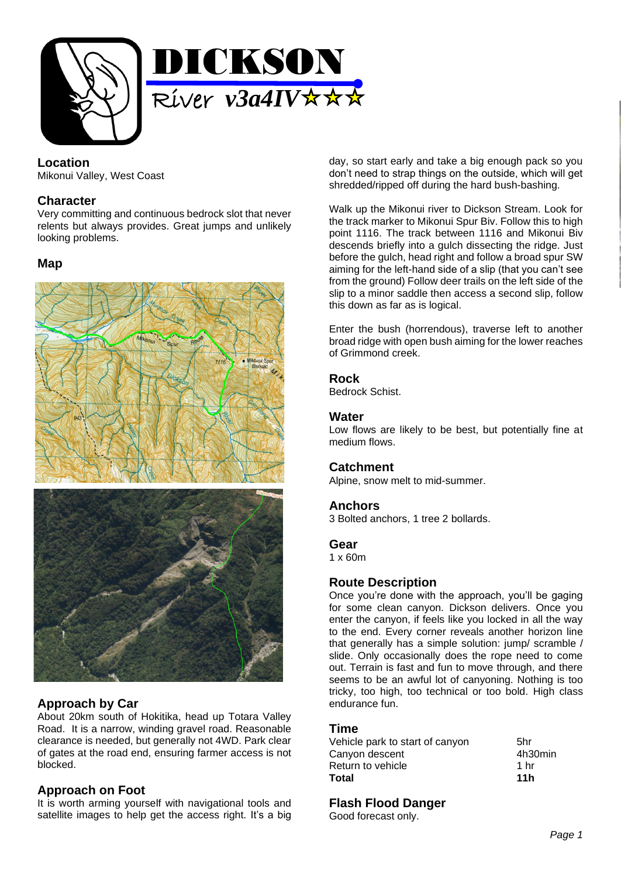# DICKSON

## River v3a4IV★★★

### Location
Mikonui Valley, West Coast

### Character
Very committing and continuous bedrock slot that never relents but always provides. Great jumps and unlikely looking problems.

### Map

### Approach by Car
About 20km south of Hokitika, head up Totara Valley Road. It is a narrow, winding gravel road. Reasonable clearance is needed, but generally not 4WD. Park clear of gates at the road end, ensuring farmer access is not blocked.

### Approach on Foot
It is worth arming yourself with navigational tools and satellite images to help get the access right. It's a big day, so start early and take a big enough pack so you don't need to strap things on the outside, which will get shredded/ripped off during the hard bush-bashing.

Walk up the Mikonui river to Dickson Stream. Look for the track marker to Mikonui Spur Biv. Follow this to high point 1116. The track between 1116 and Mikonui Biv descends briefly into a gulch dissecting the ridge. Just before the gulch, head right and follow a broad spur SW aiming for the left-hand side of a slip (that you can't see from the ground) Follow deer trails on the left side of the slip to a minor saddle then access a second slip, follow this down as far as is logical.

Enter the bush (horrendous), traverse left to another broad ridge with open bush aiming for the lower reaches of Grimmond creek.

### Rock
Bedrock Schist.

### Water
Low flows are likely to be best, but potentially fine at medium flows.

### Catchment
Alpine, snow melt to mid-summer.

### Anchors
3 Bolted anchors, 1 tree 2 bollards.

### Gear
1 x 60m

### Route Description
Once you're done with the approach, you'll be gaging for some clean canyon. Dickson delivers. Once you enter the canyon, if feels like you locked in all the way to the end. Every corner reveals another horizon line that generally has a simple solution: jump/ scramble / slide. Only occasionally does the rope need to come out. Terrain is fast and fun to move through, and there seems to be an awful lot of canyoning. Nothing is too tricky, too high, too technical or too bold. High class endurance fun.

### Time

| | |
|---|---|
| Vehicle park to start of canyon | 5hr |
| Canyon descent | 4h30min |
| Return to vehicle | 1 hr |
| **Total** | **11h** |

### Flash Flood Danger
Good forecast only.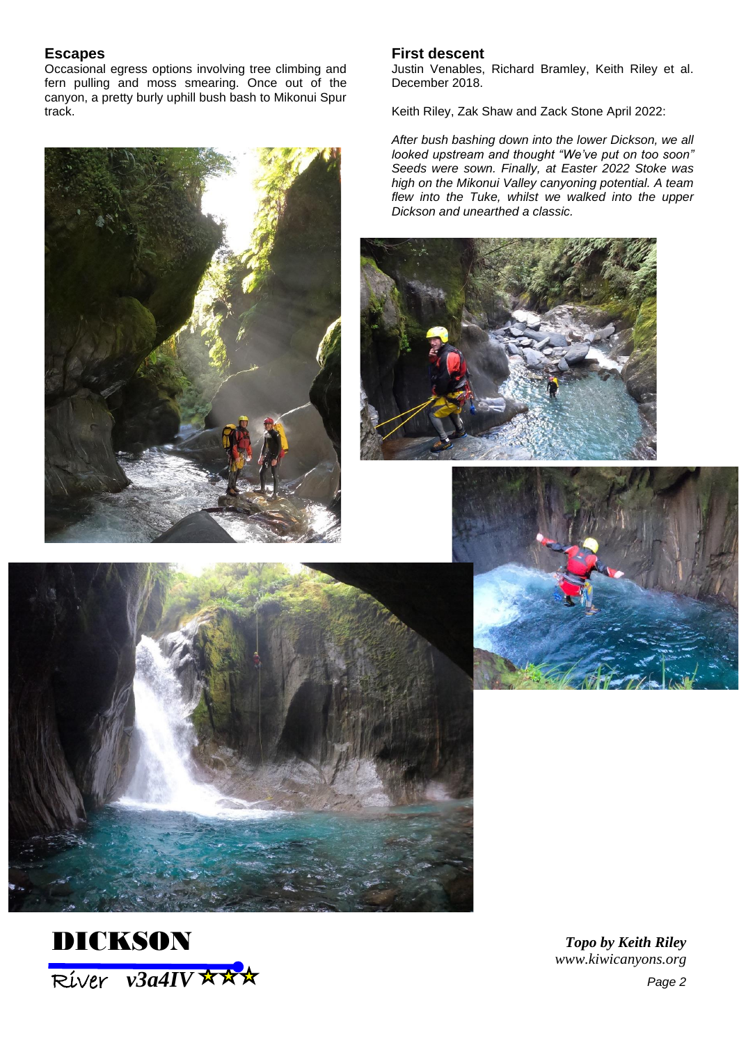## Escapes

Occasional egress options involving tree climbing and fern pulling and moss smearing. Once out of the canyon, a pretty burly uphill bush bash to Mikonui Spur track.

## First descent

Justin Venables, Richard Bramley, Keith Riley et al. December 2018.

Keith Riley, Zak Shaw and Zack Stone April 2022:

*After bush bashing down into the lower Dickson, we all looked upstream and thought "We've put on too soon" Seeds were sown. Finally, at Easter 2022 Stoke was high on the Mikonui Valley canyoning potential. A team flew into the Tuke, whilst we walked into the upper Dickson and unearthed a classic.*

**DICKSON**

River ***v3a4IV*** ★★★

***Topo by Keith Riley***
*www.kiwicanyons.org*